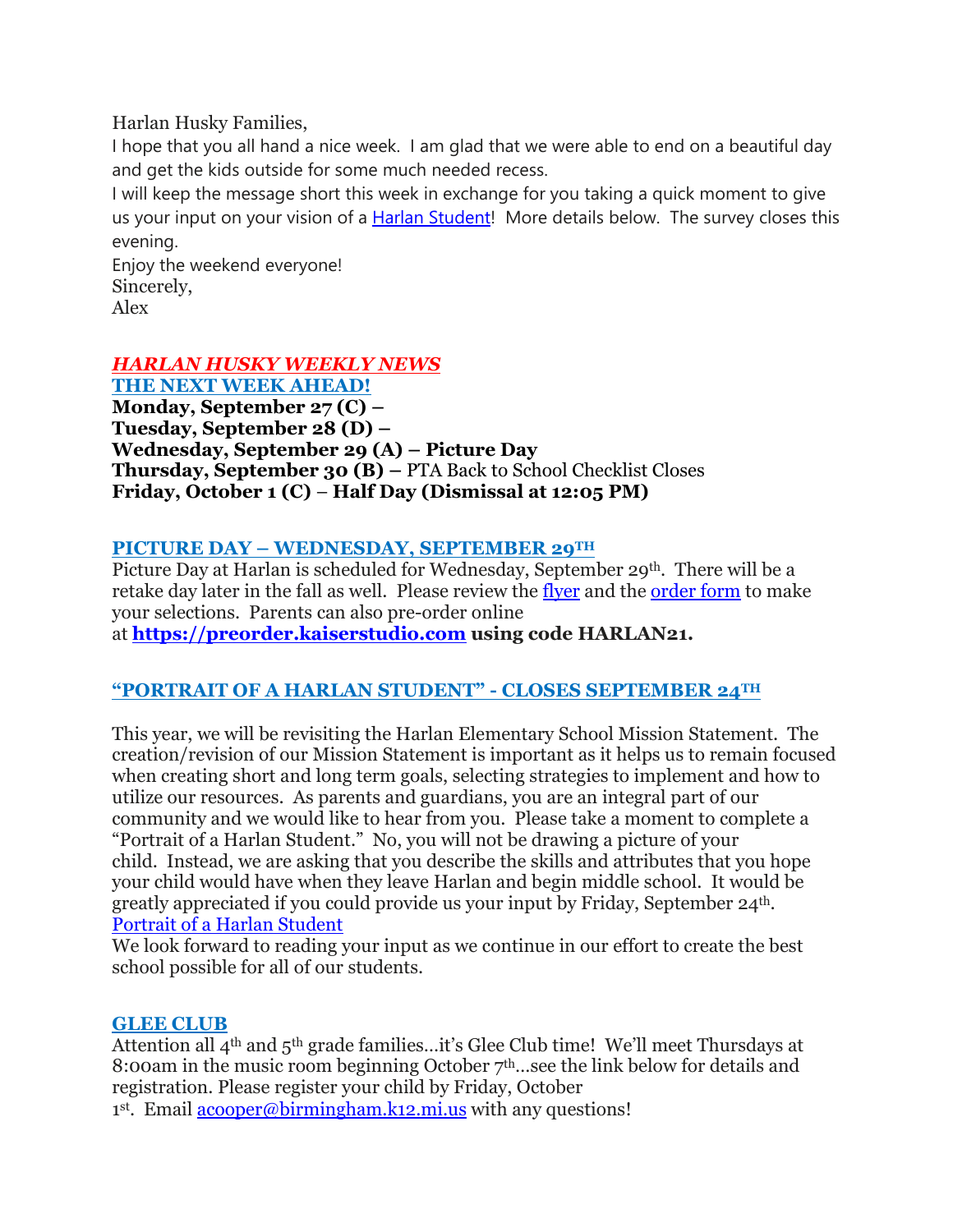Harlan Husky Families,

I hope that you all hand a nice week. I am glad that we were able to end on a beautiful day and get the kids outside for some much needed recess.

I will keep the message short this week in exchange for you taking a quick moment to give us your input on your vision of a Harlan Student! More details below. The survey closes this evening.

Enjoy the weekend everyone!

Sincerely,

Alex

***HARLAN HUSKY WEEKLY NEWS***

**THE NEXT WEEK AHEAD!**

**Monday, September 27 (C) –**

**Tuesday, September 28 (D) –**

**Wednesday, September 29 (A) – Picture Day**

**Thursday, September 30 (B) –** PTA Back to School Checklist Closes

**Friday, October 1 (C) – Half Day (Dismissal at 12:05 PM)**

## PICTURE DAY – WEDNESDAY, SEPTEMBER 29TH

Picture Day at Harlan is scheduled for Wednesday, September 29th. There will be a retake day later in the fall as well. Please review the flyer and the order form to make your selections. Parents can also pre-order online at **https://preorder.kaiserstudio.com using code HARLAN21.**

## "PORTRAIT OF A HARLAN STUDENT" - CLOSES SEPTEMBER 24TH

This year, we will be revisiting the Harlan Elementary School Mission Statement. The creation/revision of our Mission Statement is important as it helps us to remain focused when creating short and long term goals, selecting strategies to implement and how to utilize our resources. As parents and guardians, you are an integral part of our community and we would like to hear from you. Please take a moment to complete a "Portrait of a Harlan Student." No, you will not be drawing a picture of your child. Instead, we are asking that you describe the skills and attributes that you hope your child would have when they leave Harlan and begin middle school. It would be greatly appreciated if you could provide us your input by Friday, September 24th.

Portrait of a Harlan Student

We look forward to reading your input as we continue in our effort to create the best school possible for all of our students.

## GLEE CLUB

Attention all 4th and 5th grade families…it's Glee Club time! We'll meet Thursdays at 8:00am in the music room beginning October 7th…see the link below for details and registration. Please register your child by Friday, October 1st. Email acooper@birmingham.k12.mi.us with any questions!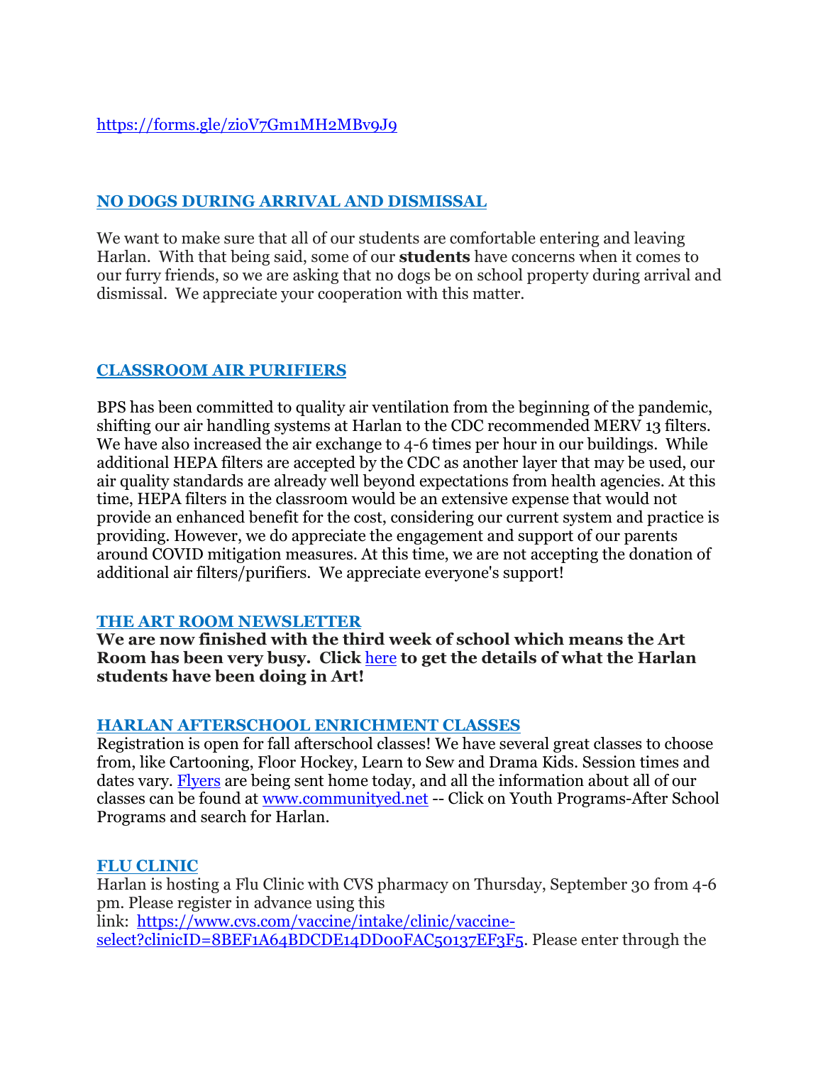https://forms.gle/zioV7Gm1MH2MBv9J9

## NO DOGS DURING ARRIVAL AND DISMISSAL

We want to make sure that all of our students are comfortable entering and leaving Harlan. With that being said, some of our **students** have concerns when it comes to our furry friends, so we are asking that no dogs be on school property during arrival and dismissal. We appreciate your cooperation with this matter.

## CLASSROOM AIR PURIFIERS

BPS has been committed to quality air ventilation from the beginning of the pandemic, shifting our air handling systems at Harlan to the CDC recommended MERV 13 filters. We have also increased the air exchange to 4-6 times per hour in our buildings. While additional HEPA filters are accepted by the CDC as another layer that may be used, our air quality standards are already well beyond expectations from health agencies. At this time, HEPA filters in the classroom would be an extensive expense that would not provide an enhanced benefit for the cost, considering our current system and practice is providing. However, we do appreciate the engagement and support of our parents around COVID mitigation measures. At this time, we are not accepting the donation of additional air filters/purifiers. We appreciate everyone's support!

## THE ART ROOM NEWSLETTER

**We are now finished with the third week of school which means the Art Room has been very busy. Click** here **to get the details of what the Harlan students have been doing in Art!**

## HARLAN AFTERSCHOOL ENRICHMENT CLASSES

Registration is open for fall afterschool classes! We have several great classes to choose from, like Cartooning, Floor Hockey, Learn to Sew and Drama Kids. Session times and dates vary. Flyers are being sent home today, and all the information about all of our classes can be found at www.communityed.net -- Click on Youth Programs-After School Programs and search for Harlan.

## FLU CLINIC

Harlan is hosting a Flu Clinic with CVS pharmacy on Thursday, September 30 from 4-6 pm. Please register in advance using this link: https://www.cvs.com/vaccine/intake/clinic/vaccine-select?clinicID=8BEF1A64BDCDE14DD00FAC50137EF3F5. Please enter through the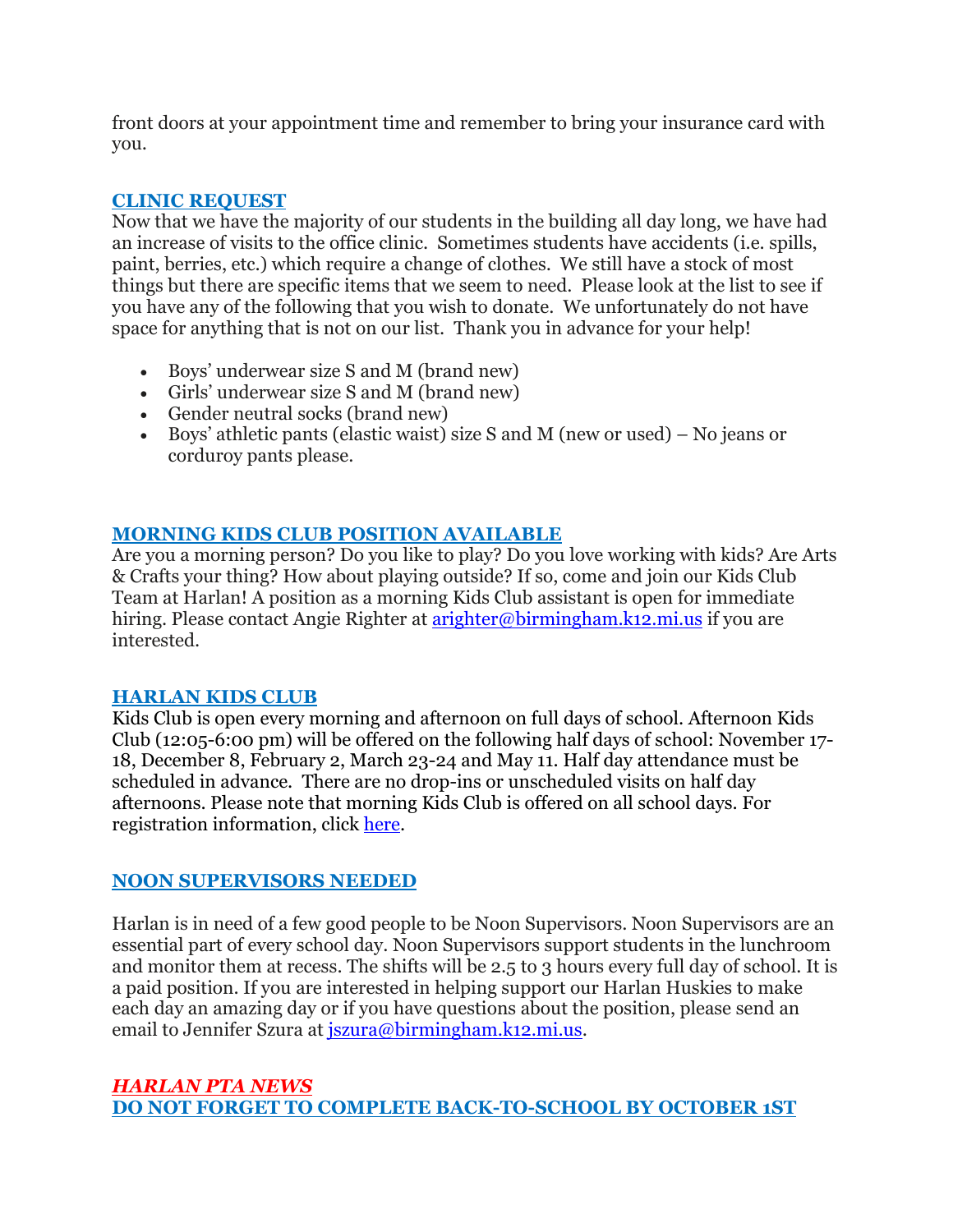front doors at your appointment time and remember to bring your insurance card with you.

## CLINIC REQUEST

Now that we have the majority of our students in the building all day long, we have had an increase of visits to the office clinic. Sometimes students have accidents (i.e. spills, paint, berries, etc.) which require a change of clothes. We still have a stock of most things but there are specific items that we seem to need. Please look at the list to see if you have any of the following that you wish to donate. We unfortunately do not have space for anything that is not on our list. Thank you in advance for your help!

- Boys' underwear size S and M (brand new)
- Girls' underwear size S and M (brand new)
- Gender neutral socks (brand new)
- Boys' athletic pants (elastic waist) size S and M (new or used) – No jeans or corduroy pants please.

## MORNING KIDS CLUB POSITION AVAILABLE

Are you a morning person? Do you like to play? Do you love working with kids? Are Arts & Crafts your thing? How about playing outside? If so, come and join our Kids Club Team at Harlan! A position as a morning Kids Club assistant is open for immediate hiring. Please contact Angie Righter at [arighter@birmingham.k12.mi.us](mailto:arighter@birmingham.k12.mi.us) if you are interested.

## HARLAN KIDS CLUB

Kids Club is open every morning and afternoon on full days of school. Afternoon Kids Club (12:05-6:00 pm) will be offered on the following half days of school: November 17-18, December 8, February 2, March 23-24 and May 11. Half day attendance must be scheduled in advance. There are no drop-ins or unscheduled visits on half day afternoons. Please note that morning Kids Club is offered on all school days. For registration information, click here.

## NOON SUPERVISORS NEEDED

Harlan is in need of a few good people to be Noon Supervisors. Noon Supervisors are an essential part of every school day. Noon Supervisors support students in the lunchroom and monitor them at recess. The shifts will be 2.5 to 3 hours every full day of school. It is a paid position. If you are interested in helping support our Harlan Huskies to make each day an amazing day or if you have questions about the position, please send an email to Jennifer Szura at [jszura@birmingham.k12.mi.us](mailto:jszura@birmingham.k12.mi.us).

## *HARLAN PTA NEWS*

## DO NOT FORGET TO COMPLETE BACK-TO-SCHOOL BY OCTOBER 1ST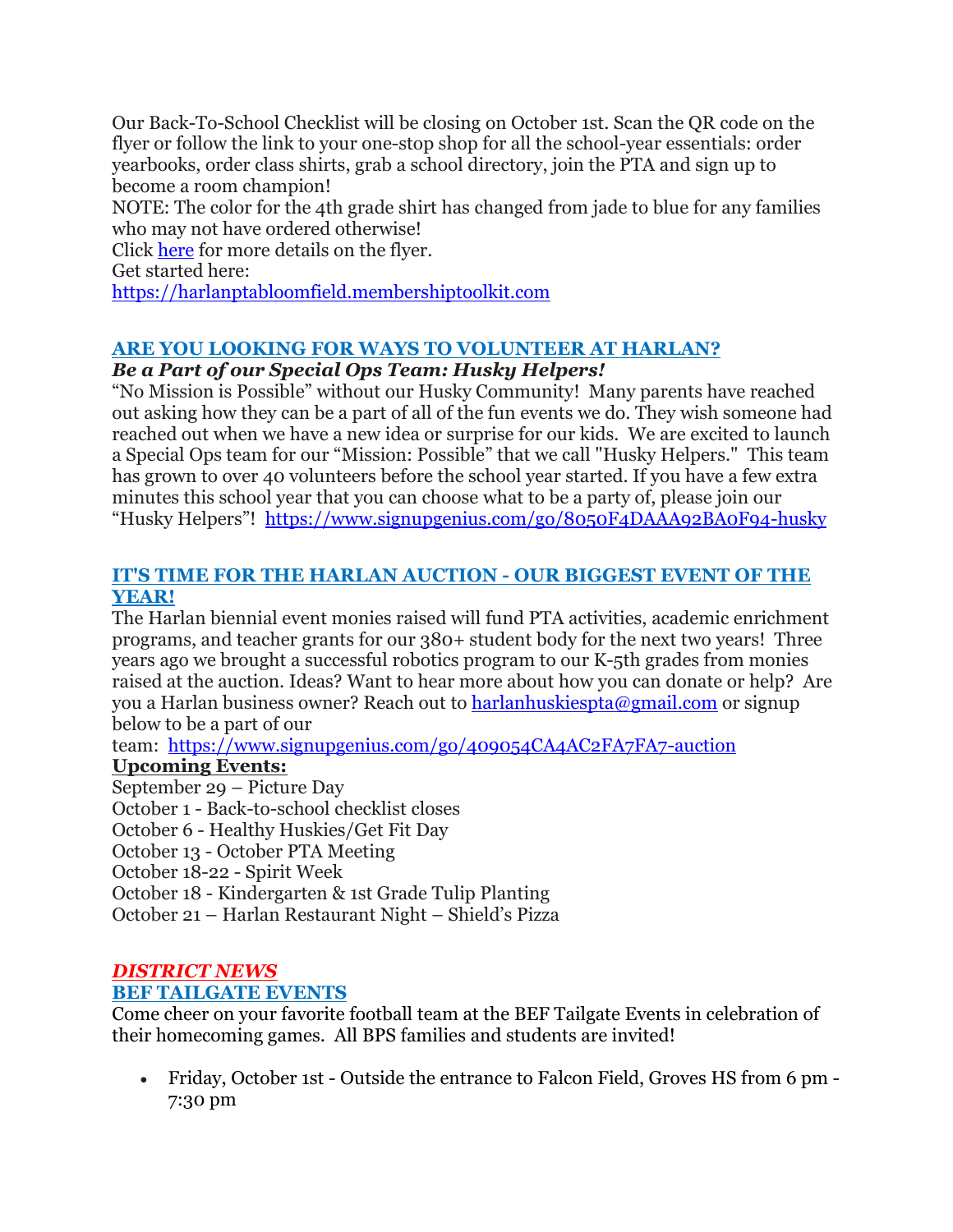Our Back-To-School Checklist will be closing on October 1st. Scan the QR code on the flyer or follow the link to your one-stop shop for all the school-year essentials: order yearbooks, order class shirts, grab a school directory, join the PTA and sign up to become a room champion!

NOTE: The color for the 4th grade shirt has changed from jade to blue for any families who may not have ordered otherwise!

Click [here]() for more details on the flyer.

Get started here:

https://harlanptabloomfield.membershiptoolkit.com

## ARE YOU LOOKING FOR WAYS TO VOLUNTEER AT HARLAN?

***Be a Part of our Special Ops Team: Husky Helpers!***

"No Mission is Possible" without our Husky Community! Many parents have reached out asking how they can be a part of all of the fun events we do. They wish someone had reached out when we have a new idea or surprise for our kids. We are excited to launch a Special Ops team for our "Mission: Possible" that we call "Husky Helpers." This team has grown to over 40 volunteers before the school year started. If you have a few extra minutes this school year that you can choose what to be a party of, please join our "Husky Helpers"! https://www.signupgenius.com/go/8050F4DAAA92BA0F94-husky

## IT'S TIME FOR THE HARLAN AUCTION - OUR BIGGEST EVENT OF THE YEAR!

The Harlan biennial event monies raised will fund PTA activities, academic enrichment programs, and teacher grants for our 380+ student body for the next two years! Three years ago we brought a successful robotics program to our K-5th grades from monies raised at the auction. Ideas? Want to hear more about how you can donate or help? Are you a Harlan business owner? Reach out to harlanhuskiespta@gmail.com or signup below to be a part of our team: https://www.signupgenius.com/go/409054CA4AC2FA7FA7-auction

**Upcoming Events:**

September 29 – Picture Day
October 1 - Back-to-school checklist closes
October 6 - Healthy Huskies/Get Fit Day
October 13 - October PTA Meeting
October 18-22 - Spirit Week
October 18 - Kindergarten & 1st Grade Tulip Planting
October 21 – Harlan Restaurant Night – Shield's Pizza

## *DISTRICT NEWS*

## BEF TAILGATE EVENTS

Come cheer on your favorite football team at the BEF Tailgate Events in celebration of their homecoming games. All BPS families and students are invited!

- Friday, October 1st - Outside the entrance to Falcon Field, Groves HS from 6 pm - 7:30 pm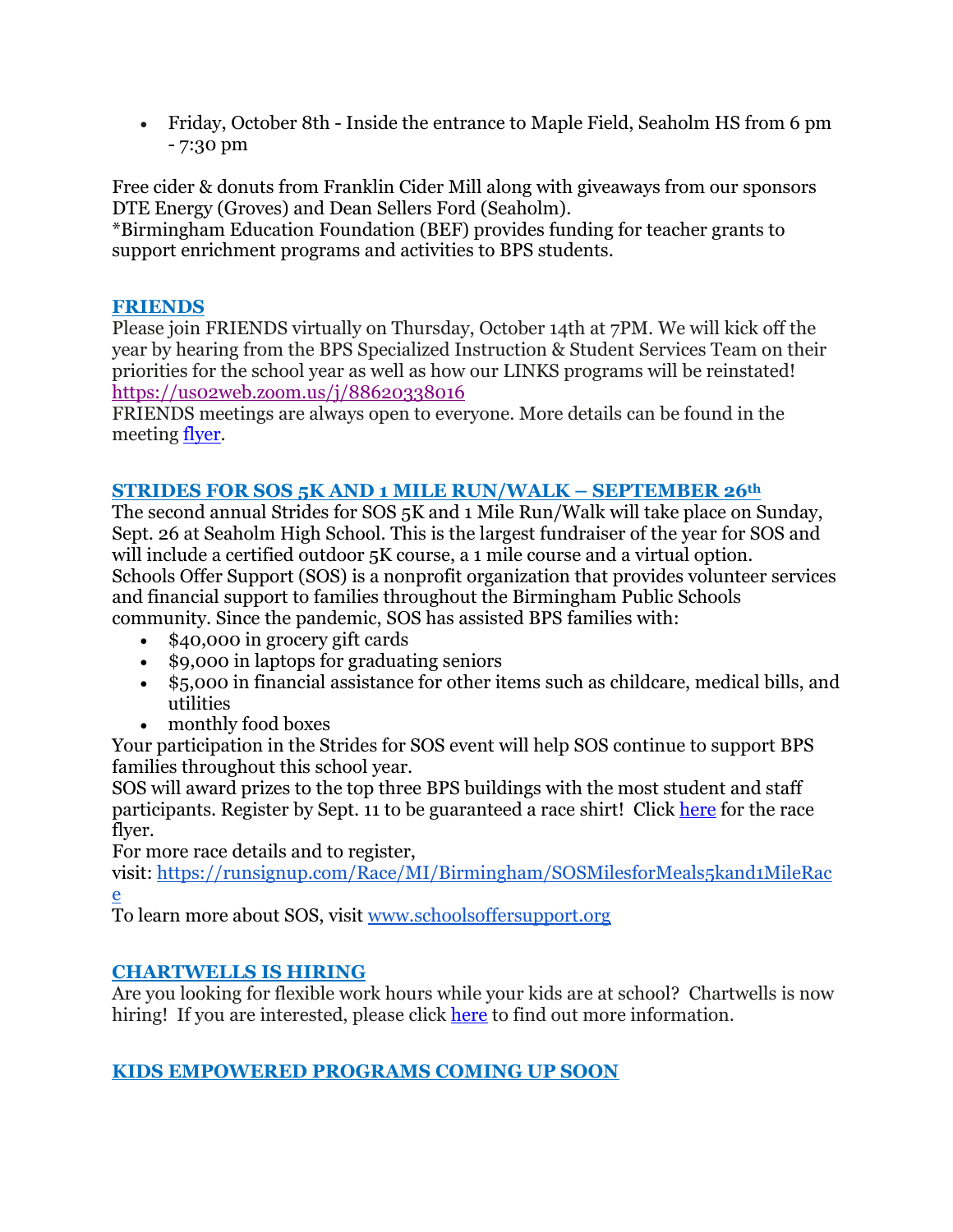- Friday, October 8th - Inside the entrance to Maple Field, Seaholm HS from 6 pm - 7:30 pm

Free cider & donuts from Franklin Cider Mill along with giveaways from our sponsors DTE Energy (Groves) and Dean Sellers Ford (Seaholm).
*Birmingham Education Foundation (BEF) provides funding for teacher grants to support enrichment programs and activities to BPS students.

## FRIENDS

Please join FRIENDS virtually on Thursday, October 14th at 7PM. We will kick off the year by hearing from the BPS Specialized Instruction & Student Services Team on their priorities for the school year as well as how our LINKS programs will be reinstated!
https://us02web.zoom.us/j/88620338016
FRIENDS meetings are always open to everyone. More details can be found in the meeting flyer.

## STRIDES FOR SOS 5K AND 1 MILE RUN/WALK – SEPTEMBER 26th

The second annual Strides for SOS 5K and 1 Mile Run/Walk will take place on Sunday, Sept. 26 at Seaholm High School. This is the largest fundraiser of the year for SOS and will include a certified outdoor 5K course, a 1 mile course and a virtual option.
Schools Offer Support (SOS) is a nonprofit organization that provides volunteer services and financial support to families throughout the Birmingham Public Schools community. Since the pandemic, SOS has assisted BPS families with:

- $40,000 in grocery gift cards
- $9,000 in laptops for graduating seniors
- $5,000 in financial assistance for other items such as childcare, medical bills, and utilities
- monthly food boxes

Your participation in the Strides for SOS event will help SOS continue to support BPS families throughout this school year.
SOS will award prizes to the top three BPS buildings with the most student and staff participants. Register by Sept. 11 to be guaranteed a race shirt! Click here for the race flyer.
For more race details and to register, visit: https://runsignup.com/Race/MI/Birmingham/SOSMilesforMeals5kand1MileRace
To learn more about SOS, visit www.schoolsoffersupport.org

## CHARTWELLS IS HIRING

Are you looking for flexible work hours while your kids are at school? Chartwells is now hiring! If you are interested, please click here to find out more information.

## KIDS EMPOWERED PROGRAMS COMING UP SOON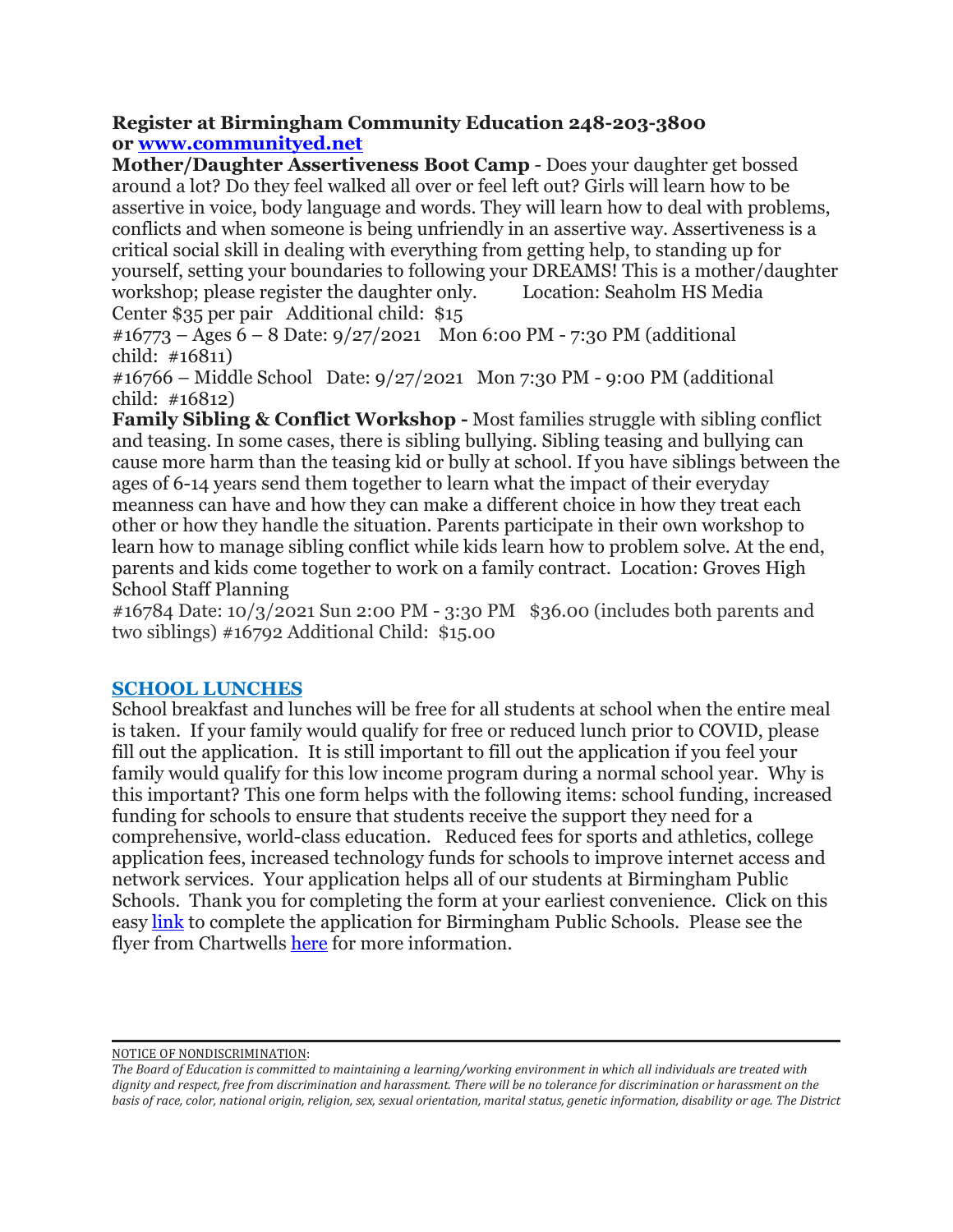**Register at Birmingham Community Education 248-203-3800 or [www.communityed.net](http://www.communityed.net)**

**Mother/Daughter Assertiveness Boot Camp** - Does your daughter get bossed around a lot? Do they feel walked all over or feel left out? Girls will learn how to be assertive in voice, body language and words. They will learn how to deal with problems, conflicts and when someone is being unfriendly in an assertive way. Assertiveness is a critical social skill in dealing with everything from getting help, to standing up for yourself, setting your boundaries to following your DREAMS! This is a mother/daughter workshop; please register the daughter only. Location: Seaholm HS Media Center $35 per pair Additional child: $15

#16773 – Ages 6 – 8 Date: 9/27/2021 Mon 6:00 PM - 7:30 PM (additional child: #16811)

#16766 – Middle School Date: 9/27/2021 Mon 7:30 PM - 9:00 PM (additional child: #16812)

**Family Sibling & Conflict Workshop -** Most families struggle with sibling conflict and teasing. In some cases, there is sibling bullying. Sibling teasing and bullying can cause more harm than the teasing kid or bully at school. If you have siblings between the ages of 6-14 years send them together to learn what the impact of their everyday meanness can have and how they can make a different choice in how they treat each other or how they handle the situation. Parents participate in their own workshop to learn how to manage sibling conflict while kids learn how to problem solve. At the end, parents and kids come together to work on a family contract. Location: Groves High School Staff Planning

#16784 Date: 10/3/2021 Sun 2:00 PM - 3:30 PM $36.00 (includes both parents and two siblings) #16792 Additional Child: $15.00

## SCHOOL LUNCHES

School breakfast and lunches will be free for all students at school when the entire meal is taken. If your family would qualify for free or reduced lunch prior to COVID, please fill out the application. It is still important to fill out the application if you feel your family would qualify for this low income program during a normal school year. Why is this important? This one form helps with the following items: school funding, increased funding for schools to ensure that students receive the support they need for a comprehensive, world-class education. Reduced fees for sports and athletics, college application fees, increased technology funds for schools to improve internet access and network services. Your application helps all of our students at Birmingham Public Schools. Thank you for completing the form at your earliest convenience. Click on this easy link to complete the application for Birmingham Public Schools. Please see the flyer from Chartwells here for more information.

---

NOTICE OF NONDISCRIMINATION:

*The Board of Education is committed to maintaining a learning/working environment in which all individuals are treated with dignity and respect, free from discrimination and harassment. There will be no tolerance for discrimination or harassment on the basis of race, color, national origin, religion, sex, sexual orientation, marital status, genetic information, disability or age. The District*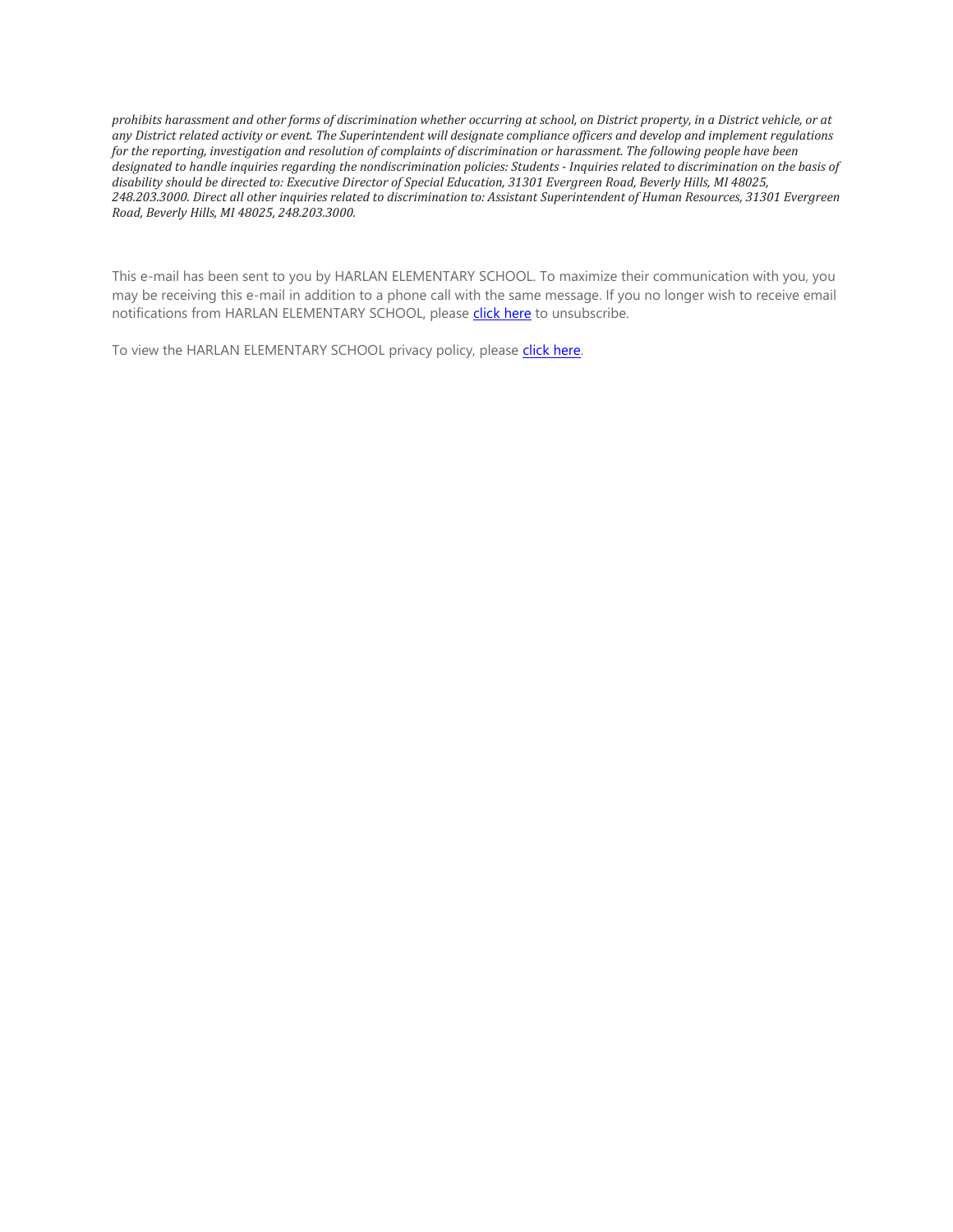*prohibits harassment and other forms of discrimination whether occurring at school, on District property, in a District vehicle, or at any District related activity or event. The Superintendent will designate compliance officers and develop and implement regulations for the reporting, investigation and resolution of complaints of discrimination or harassment. The following people have been designated to handle inquiries regarding the nondiscrimination policies: Students - Inquiries related to discrimination on the basis of disability should be directed to: Executive Director of Special Education, 31301 Evergreen Road, Beverly Hills, MI 48025, 248.203.3000. Direct all other inquiries related to discrimination to: Assistant Superintendent of Human Resources, 31301 Evergreen Road, Beverly Hills, MI 48025, 248.203.3000.*

This e-mail has been sent to you by HARLAN ELEMENTARY SCHOOL. To maximize their communication with you, you may be receiving this e-mail in addition to a phone call with the same message. If you no longer wish to receive email notifications from HARLAN ELEMENTARY SCHOOL, please click here to unsubscribe.

To view the HARLAN ELEMENTARY SCHOOL privacy policy, please click here.